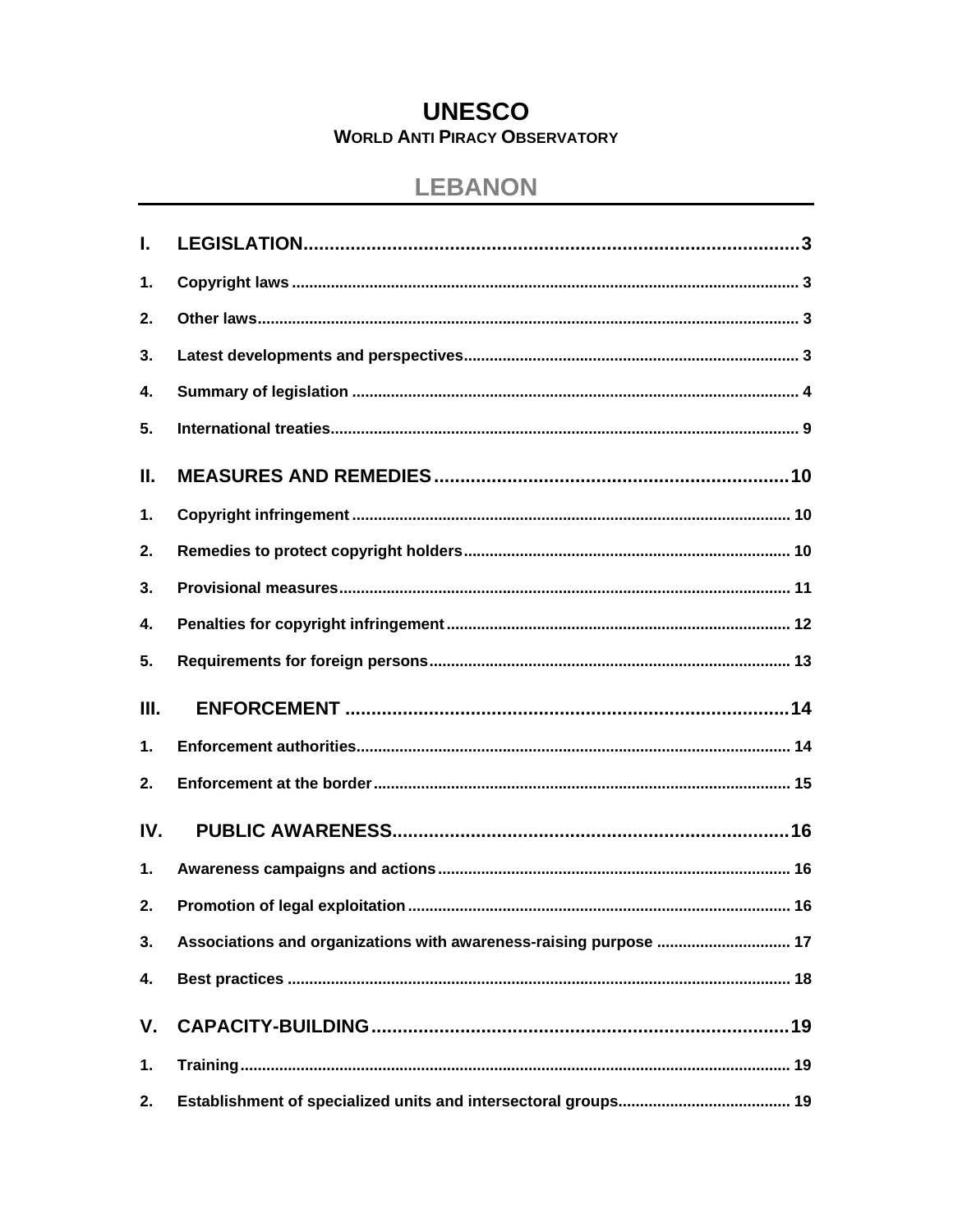# UNESCO

## World Anti Piracy Observatory

## LEBANON

**I. LEGISLATION** .......... 3

1. Copyright laws .......... 3
2. Other laws .......... 3
3. Latest developments and perspectives .......... 3
4. Summary of legislation .......... 4
5. International treaties .......... 9

**II. MEASURES AND REMEDIES** .......... 10

1. Copyright infringement .......... 10
2. Remedies to protect copyright holders .......... 10
3. Provisional measures .......... 11
4. Penalties for copyright infringement .......... 12
5. Requirements for foreign persons .......... 13

**III. ENFORCEMENT** .......... 14

1. Enforcement authorities .......... 14
2. Enforcement at the border .......... 15

**IV. PUBLIC AWARENESS** .......... 16

1. Awareness campaigns and actions .......... 16
2. Promotion of legal exploitation .......... 16
3. Associations and organizations with awareness-raising purpose .......... 17
4. Best practices .......... 18

**V. CAPACITY-BUILDING** .......... 19

1. Training .......... 19
2. Establishment of specialized units and intersectoral groups .......... 19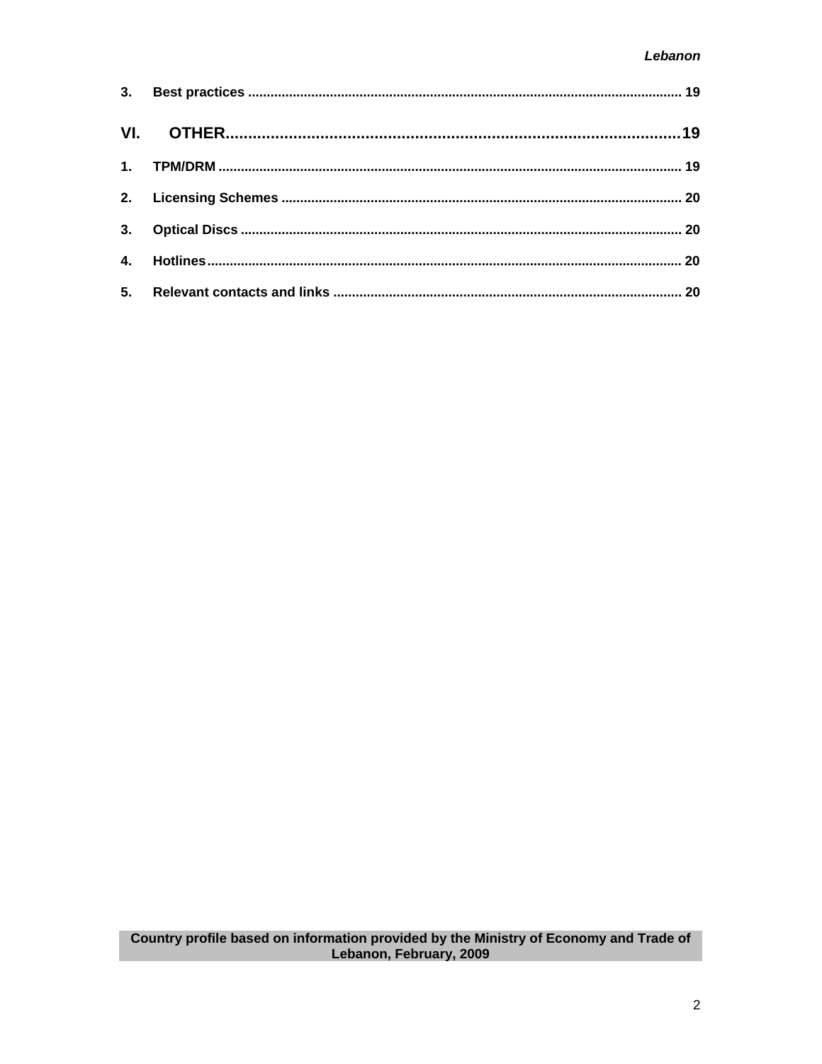3. **Best practices** ..................................................................................................................... 19

**VI. OTHER** ..................................................................................................................... 19

1. **TPM/DRM** ..................................................................................................................... 19

2. **Licensing Schemes** ..................................................................................................................... 20

3. **Optical Discs** ..................................................................................................................... 20

4. **Hotlines** ..................................................................................................................... 20

5. **Relevant contacts and links** ..................................................................................................................... 20

**Country profile based on information provided by the Ministry of Economy and Trade of Lebanon, February, 2009**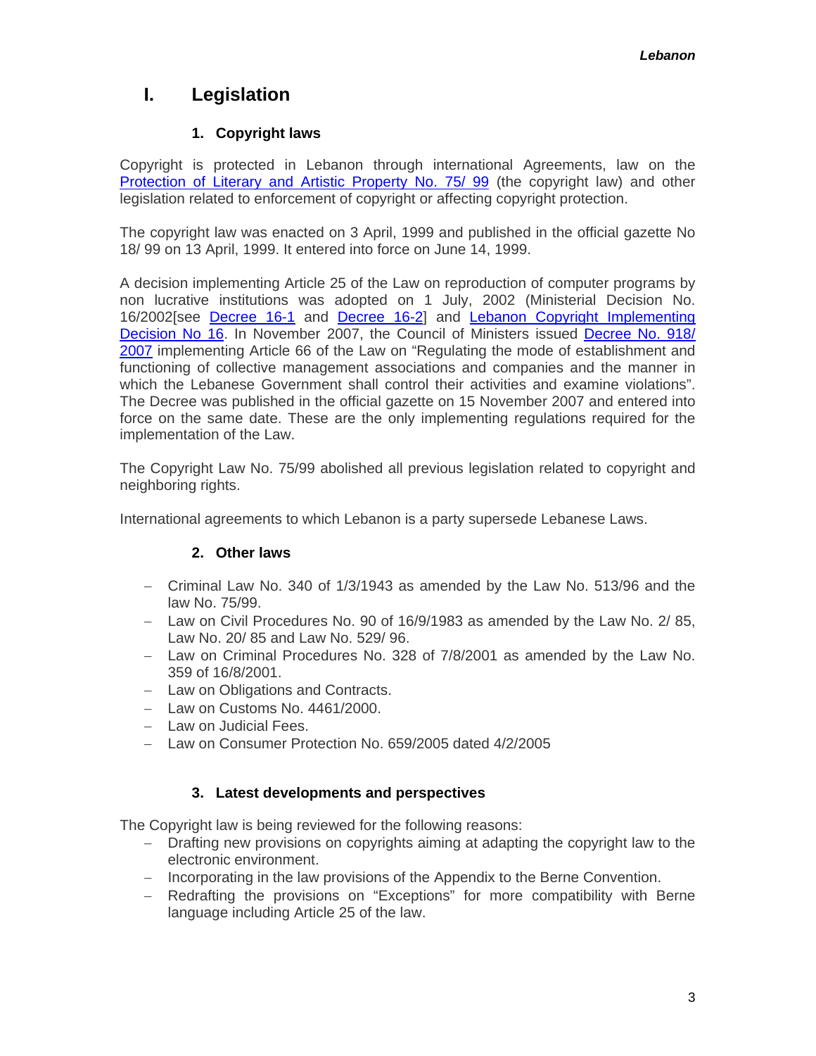# I. Legislation

## 1. Copyright laws

Copyright is protected in Lebanon through international Agreements, law on the Protection of Literary and Artistic Property No. 75/ 99 (the copyright law) and other legislation related to enforcement of copyright or affecting copyright protection.

The copyright law was enacted on 3 April, 1999 and published in the official gazette No 18/ 99 on 13 April, 1999. It entered into force on June 14, 1999.

A decision implementing Article 25 of the Law on reproduction of computer programs by non lucrative institutions was adopted on 1 July, 2002 (Ministerial Decision No. 16/2002[see Decree 16-1 and Decree 16-2] and Lebanon Copyright Implementing Decision No 16. In November 2007, the Council of Ministers issued Decree No. 918/ 2007 implementing Article 66 of the Law on "Regulating the mode of establishment and functioning of collective management associations and companies and the manner in which the Lebanese Government shall control their activities and examine violations". The Decree was published in the official gazette on 15 November 2007 and entered into force on the same date. These are the only implementing regulations required for the implementation of the Law.

The Copyright Law No. 75/99 abolished all previous legislation related to copyright and neighboring rights.

International agreements to which Lebanon is a party supersede Lebanese Laws.

## 2. Other laws

- Criminal Law No. 340 of 1/3/1943 as amended by the Law No. 513/96 and the law No. 75/99.
- Law on Civil Procedures No. 90 of 16/9/1983 as amended by the Law No. 2/ 85, Law No. 20/ 85 and Law No. 529/ 96.
- Law on Criminal Procedures No. 328 of 7/8/2001 as amended by the Law No. 359 of 16/8/2001.
- Law on Obligations and Contracts.
- Law on Customs No. 4461/2000.
- Law on Judicial Fees.
- Law on Consumer Protection No. 659/2005 dated 4/2/2005

## 3. Latest developments and perspectives

The Copyright law is being reviewed for the following reasons:

- Drafting new provisions on copyrights aiming at adapting the copyright law to the electronic environment.
- Incorporating in the law provisions of the Appendix to the Berne Convention.
- Redrafting the provisions on "Exceptions" for more compatibility with Berne language including Article 25 of the law.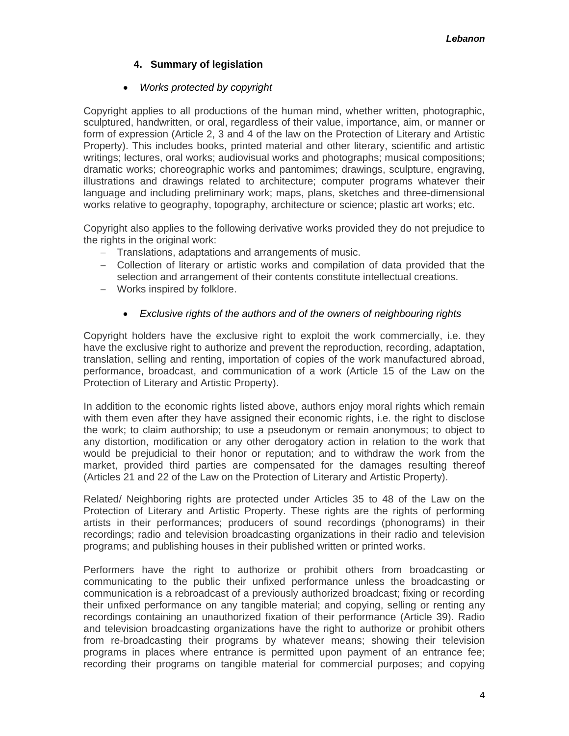## 4. Summary of legislation

- *Works protected by copyright*

Copyright applies to all productions of the human mind, whether written, photographic, sculptured, handwritten, or oral, regardless of their value, importance, aim, or manner or form of expression (Article 2, 3 and 4 of the law on the Protection of Literary and Artistic Property). This includes books, printed material and other literary, scientific and artistic writings; lectures, oral works; audiovisual works and photographs; musical compositions; dramatic works; choreographic works and pantomimes; drawings, sculpture, engraving, illustrations and drawings related to architecture; computer programs whatever their language and including preliminary work; maps, plans, sketches and three-dimensional works relative to geography, topography, architecture or science; plastic art works; etc.

Copyright also applies to the following derivative works provided they do not prejudice to the rights in the original work:

- Translations, adaptations and arrangements of music.
- Collection of literary or artistic works and compilation of data provided that the selection and arrangement of their contents constitute intellectual creations.
- Works inspired by folklore.

- *Exclusive rights of the authors and of the owners of neighbouring rights*

Copyright holders have the exclusive right to exploit the work commercially, i.e. they have the exclusive right to authorize and prevent the reproduction, recording, adaptation, translation, selling and renting, importation of copies of the work manufactured abroad, performance, broadcast, and communication of a work (Article 15 of the Law on the Protection of Literary and Artistic Property).

In addition to the economic rights listed above, authors enjoy moral rights which remain with them even after they have assigned their economic rights, i.e. the right to disclose the work; to claim authorship; to use a pseudonym or remain anonymous; to object to any distortion, modification or any other derogatory action in relation to the work that would be prejudicial to their honor or reputation; and to withdraw the work from the market, provided third parties are compensated for the damages resulting thereof (Articles 21 and 22 of the Law on the Protection of Literary and Artistic Property).

Related/ Neighboring rights are protected under Articles 35 to 48 of the Law on the Protection of Literary and Artistic Property. These rights are the rights of performing artists in their performances; producers of sound recordings (phonograms) in their recordings; radio and television broadcasting organizations in their radio and television programs; and publishing houses in their published written or printed works.

Performers have the right to authorize or prohibit others from broadcasting or communicating to the public their unfixed performance unless the broadcasting or communication is a rebroadcast of a previously authorized broadcast; fixing or recording their unfixed performance on any tangible material; and copying, selling or renting any recordings containing an unauthorized fixation of their performance (Article 39). Radio and television broadcasting organizations have the right to authorize or prohibit others from re-broadcasting their programs by whatever means; showing their television programs in places where entrance is permitted upon payment of an entrance fee; recording their programs on tangible material for commercial purposes; and copying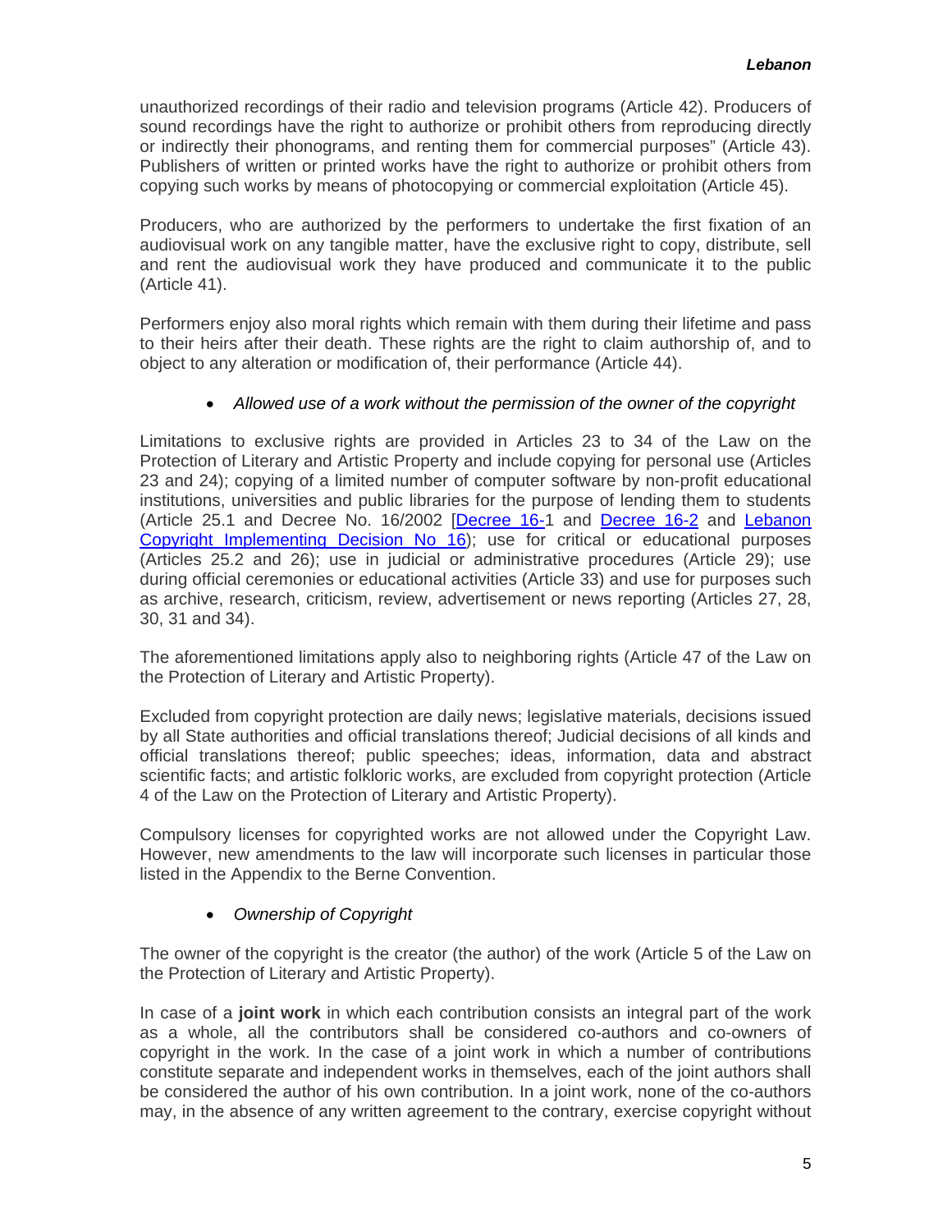unauthorized recordings of their radio and television programs (Article 42). Producers of sound recordings have the right to authorize or prohibit others from reproducing directly or indirectly their phonograms, and renting them for commercial purposes" (Article 43). Publishers of written or printed works have the right to authorize or prohibit others from copying such works by means of photocopying or commercial exploitation (Article 45).

Producers, who are authorized by the performers to undertake the first fixation of an audiovisual work on any tangible matter, have the exclusive right to copy, distribute, sell and rent the audiovisual work they have produced and communicate it to the public (Article 41).

Performers enjoy also moral rights which remain with them during their lifetime and pass to their heirs after their death. These rights are the right to claim authorship of, and to object to any alteration or modification of, their performance (Article 44).

- *Allowed use of a work without the permission of the owner of the copyright*

Limitations to exclusive rights are provided in Articles 23 to 34 of the Law on the Protection of Literary and Artistic Property and include copying for personal use (Articles 23 and 24); copying of a limited number of computer software by non-profit educational institutions, universities and public libraries for the purpose of lending them to students (Article 25.1 and Decree No. 16/2002 [Decree 16-1 and Decree 16-2 and Lebanon Copyright Implementing Decision No 16); use for critical or educational purposes (Articles 25.2 and 26); use in judicial or administrative procedures (Article 29); use during official ceremonies or educational activities (Article 33) and use for purposes such as archive, research, criticism, review, advertisement or news reporting (Articles 27, 28, 30, 31 and 34).

The aforementioned limitations apply also to neighboring rights (Article 47 of the Law on the Protection of Literary and Artistic Property).

Excluded from copyright protection are daily news; legislative materials, decisions issued by all State authorities and official translations thereof; Judicial decisions of all kinds and official translations thereof; public speeches; ideas, information, data and abstract scientific facts; and artistic folkloric works, are excluded from copyright protection (Article 4 of the Law on the Protection of Literary and Artistic Property).

Compulsory licenses for copyrighted works are not allowed under the Copyright Law. However, new amendments to the law will incorporate such licenses in particular those listed in the Appendix to the Berne Convention.

- *Ownership of Copyright*

The owner of the copyright is the creator (the author) of the work (Article 5 of the Law on the Protection of Literary and Artistic Property).

In case of a **joint work** in which each contribution consists an integral part of the work as a whole, all the contributors shall be considered co-authors and co-owners of copyright in the work. In the case of a joint work in which a number of contributions constitute separate and independent works in themselves, each of the joint authors shall be considered the author of his own contribution. In a joint work, none of the co-authors may, in the absence of any written agreement to the contrary, exercise copyright without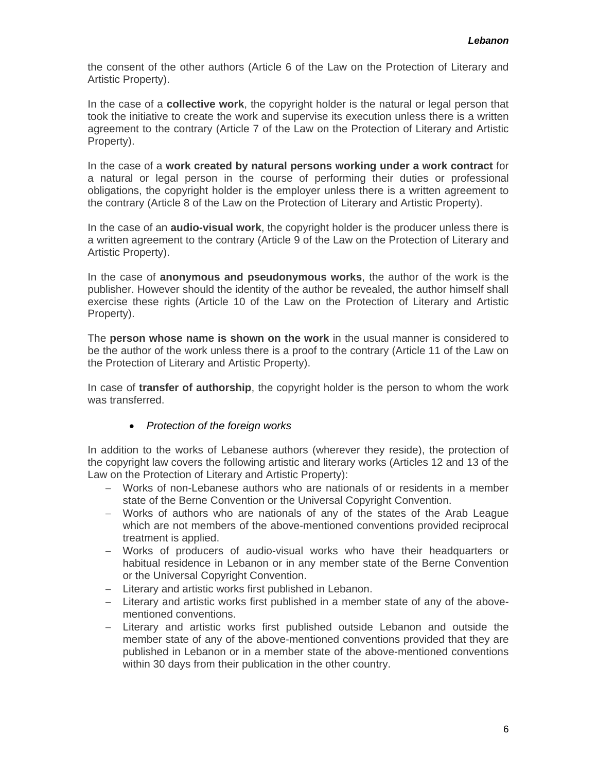the consent of the other authors (Article 6 of the Law on the Protection of Literary and Artistic Property).

In the case of a **collective work**, the copyright holder is the natural or legal person that took the initiative to create the work and supervise its execution unless there is a written agreement to the contrary (Article 7 of the Law on the Protection of Literary and Artistic Property).

In the case of a **work created by natural persons working under a work contract** for a natural or legal person in the course of performing their duties or professional obligations, the copyright holder is the employer unless there is a written agreement to the contrary (Article 8 of the Law on the Protection of Literary and Artistic Property).

In the case of an **audio-visual work**, the copyright holder is the producer unless there is a written agreement to the contrary (Article 9 of the Law on the Protection of Literary and Artistic Property).

In the case of **anonymous and pseudonymous works**, the author of the work is the publisher. However should the identity of the author be revealed, the author himself shall exercise these rights (Article 10 of the Law on the Protection of Literary and Artistic Property).

The **person whose name is shown on the work** in the usual manner is considered to be the author of the work unless there is a proof to the contrary (Article 11 of the Law on the Protection of Literary and Artistic Property).

In case of **transfer of authorship**, the copyright holder is the person to whom the work was transferred.

- *Protection of the foreign works*

In addition to the works of Lebanese authors (wherever they reside), the protection of the copyright law covers the following artistic and literary works (Articles 12 and 13 of the Law on the Protection of Literary and Artistic Property):

- Works of non-Lebanese authors who are nationals of or residents in a member state of the Berne Convention or the Universal Copyright Convention.
- Works of authors who are nationals of any of the states of the Arab League which are not members of the above-mentioned conventions provided reciprocal treatment is applied.
- Works of producers of audio-visual works who have their headquarters or habitual residence in Lebanon or in any member state of the Berne Convention or the Universal Copyright Convention.
- Literary and artistic works first published in Lebanon.
- Literary and artistic works first published in a member state of any of the above-mentioned conventions.
- Literary and artistic works first published outside Lebanon and outside the member state of any of the above-mentioned conventions provided that they are published in Lebanon or in a member state of the above-mentioned conventions within 30 days from their publication in the other country.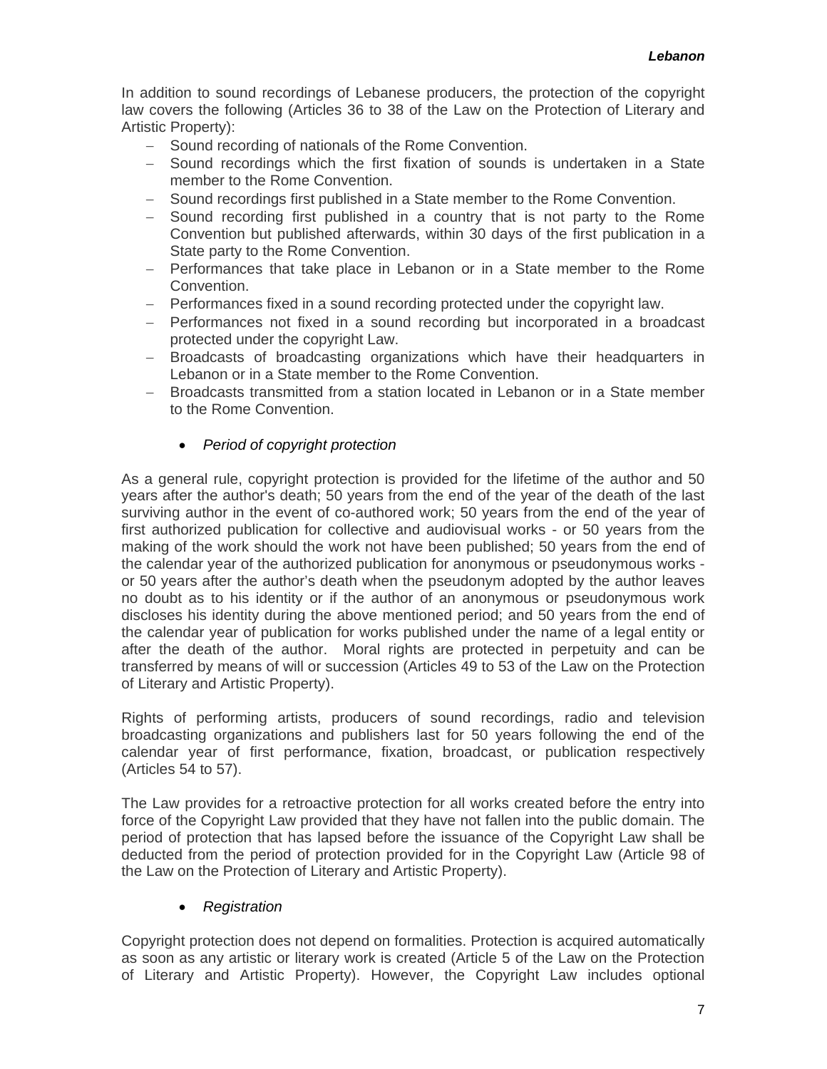In addition to sound recordings of Lebanese producers, the protection of the copyright law covers the following (Articles 36 to 38 of the Law on the Protection of Literary and Artistic Property):

- Sound recording of nationals of the Rome Convention.
- Sound recordings which the first fixation of sounds is undertaken in a State member to the Rome Convention.
- Sound recordings first published in a State member to the Rome Convention.
- Sound recording first published in a country that is not party to the Rome Convention but published afterwards, within 30 days of the first publication in a State party to the Rome Convention.
- Performances that take place in Lebanon or in a State member to the Rome Convention.
- Performances fixed in a sound recording protected under the copyright law.
- Performances not fixed in a sound recording but incorporated in a broadcast protected under the copyright Law.
- Broadcasts of broadcasting organizations which have their headquarters in Lebanon or in a State member to the Rome Convention.
- Broadcasts transmitted from a station located in Lebanon or in a State member to the Rome Convention.

- *Period of copyright protection*

As a general rule, copyright protection is provided for the lifetime of the author and 50 years after the author's death; 50 years from the end of the year of the death of the last surviving author in the event of co-authored work; 50 years from the end of the year of first authorized publication for collective and audiovisual works - or 50 years from the making of the work should the work not have been published; 50 years from the end of the calendar year of the authorized publication for anonymous or pseudonymous works - or 50 years after the author's death when the pseudonym adopted by the author leaves no doubt as to his identity or if the author of an anonymous or pseudonymous work discloses his identity during the above mentioned period; and 50 years from the end of the calendar year of publication for works published under the name of a legal entity or after the death of the author. Moral rights are protected in perpetuity and can be transferred by means of will or succession (Articles 49 to 53 of the Law on the Protection of Literary and Artistic Property).

Rights of performing artists, producers of sound recordings, radio and television broadcasting organizations and publishers last for 50 years following the end of the calendar year of first performance, fixation, broadcast, or publication respectively (Articles 54 to 57).

The Law provides for a retroactive protection for all works created before the entry into force of the Copyright Law provided that they have not fallen into the public domain. The period of protection that has lapsed before the issuance of the Copyright Law shall be deducted from the period of protection provided for in the Copyright Law (Article 98 of the Law on the Protection of Literary and Artistic Property).

- *Registration*

Copyright protection does not depend on formalities. Protection is acquired automatically as soon as any artistic or literary work is created (Article 5 of the Law on the Protection of Literary and Artistic Property). However, the Copyright Law includes optional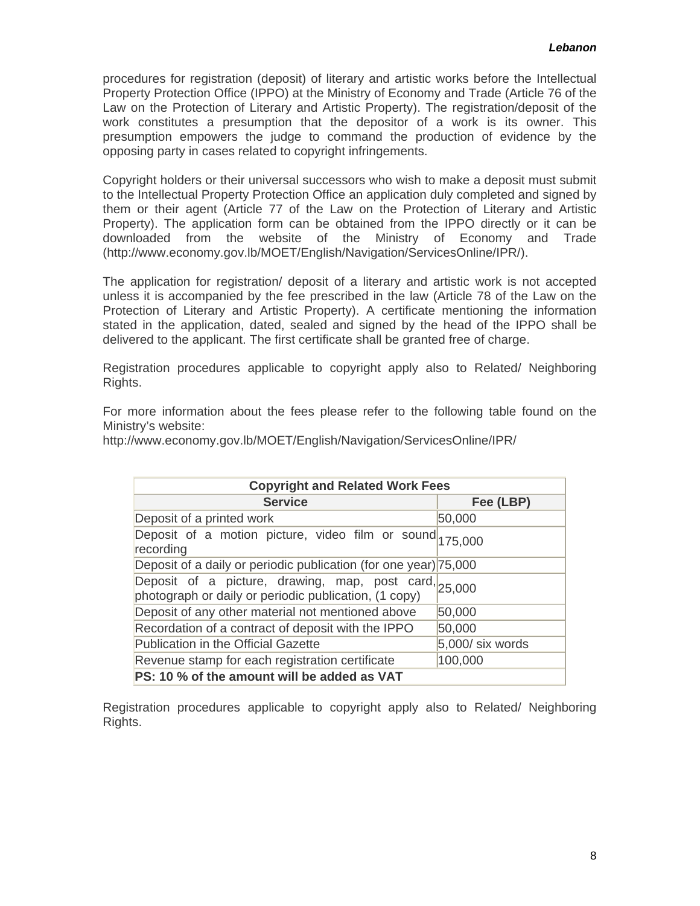procedures for registration (deposit) of literary and artistic works before the Intellectual Property Protection Office (IPPO) at the Ministry of Economy and Trade (Article 76 of the Law on the Protection of Literary and Artistic Property). The registration/deposit of the work constitutes a presumption that the depositor of a work is its owner. This presumption empowers the judge to command the production of evidence by the opposing party in cases related to copyright infringements.

Copyright holders or their universal successors who wish to make a deposit must submit to the Intellectual Property Protection Office an application duly completed and signed by them or their agent (Article 77 of the Law on the Protection of Literary and Artistic Property). The application form can be obtained from the IPPO directly or it can be downloaded from the website of the Ministry of Economy and Trade (http://www.economy.gov.lb/MOET/English/Navigation/ServicesOnline/IPR/).

The application for registration/ deposit of a literary and artistic work is not accepted unless it is accompanied by the fee prescribed in the law (Article 78 of the Law on the Protection of Literary and Artistic Property). A certificate mentioning the information stated in the application, dated, sealed and signed by the head of the IPPO shall be delivered to the applicant. The first certificate shall be granted free of charge.

Registration procedures applicable to copyright apply also to Related/ Neighboring Rights.

For more information about the fees please refer to the following table found on the Ministry's website:
http://www.economy.gov.lb/MOET/English/Navigation/ServicesOnline/IPR/

| **Copyright and Related Work Fees** | |
|---|---|
| **Service** | **Fee (LBP)** |
| Deposit of a printed work | 50,000 |
| Deposit of a motion picture, video film or sound recording | 175,000 |
| Deposit of a daily or periodic publication (for one year) | 75,000 |
| Deposit of a picture, drawing, map, post card, photograph or daily or periodic publication, (1 copy) | 25,000 |
| Deposit of any other material not mentioned above | 50,000 |
| Recordation of a contract of deposit with the IPPO | 50,000 |
| Publication in the Official Gazette | 5,000/ six words |
| Revenue stamp for each registration certificate | 100,000 |
| **PS: 10 % of the amount will be added as VAT** | |

Registration procedures applicable to copyright apply also to Related/ Neighboring Rights.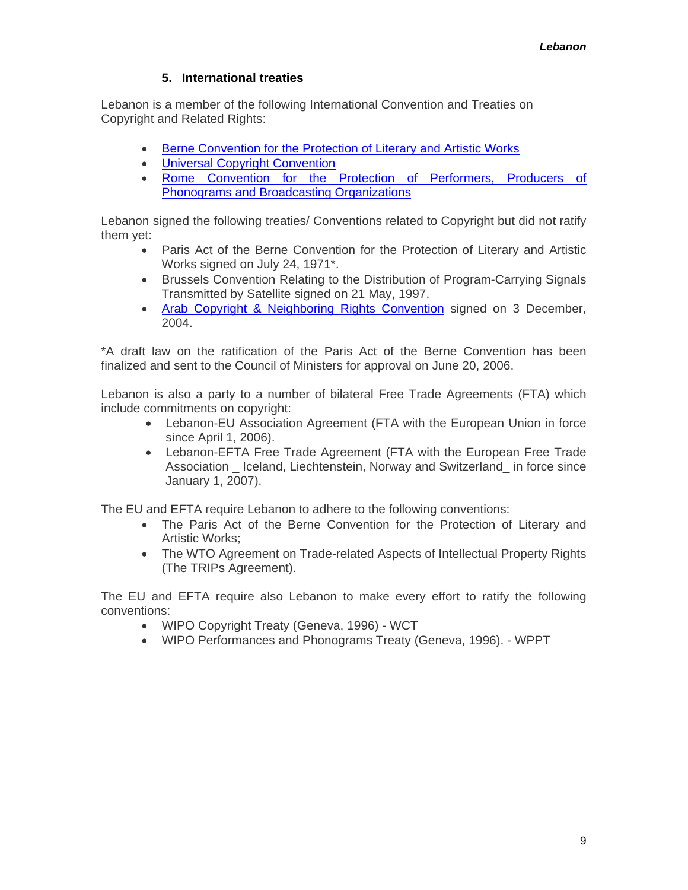## 5. International treaties

Lebanon is a member of the following International Convention and Treaties on Copyright and Related Rights:

- Berne Convention for the Protection of Literary and Artistic Works
- Universal Copyright Convention
- Rome Convention for the Protection of Performers, Producers of Phonograms and Broadcasting Organizations

Lebanon signed the following treaties/ Conventions related to Copyright but did not ratify them yet:

- Paris Act of the Berne Convention for the Protection of Literary and Artistic Works signed on July 24, 1971*.
- Brussels Convention Relating to the Distribution of Program-Carrying Signals Transmitted by Satellite signed on 21 May, 1997.
- Arab Copyright & Neighboring Rights Convention signed on 3 December, 2004.

*A draft law on the ratification of the Paris Act of the Berne Convention has been finalized and sent to the Council of Ministers for approval on June 20, 2006.

Lebanon is also a party to a number of bilateral Free Trade Agreements (FTA) which include commitments on copyright:

- Lebanon-EU Association Agreement (FTA with the European Union in force since April 1, 2006).
- Lebanon-EFTA Free Trade Agreement (FTA with the European Free Trade Association _ Iceland, Liechtenstein, Norway and Switzerland_ in force since January 1, 2007).

The EU and EFTA require Lebanon to adhere to the following conventions:

- The Paris Act of the Berne Convention for the Protection of Literary and Artistic Works;
- The WTO Agreement on Trade-related Aspects of Intellectual Property Rights (The TRIPs Agreement).

The EU and EFTA require also Lebanon to make every effort to ratify the following conventions:

- WIPO Copyright Treaty (Geneva, 1996) - WCT
- WIPO Performances and Phonograms Treaty (Geneva, 1996). - WPPT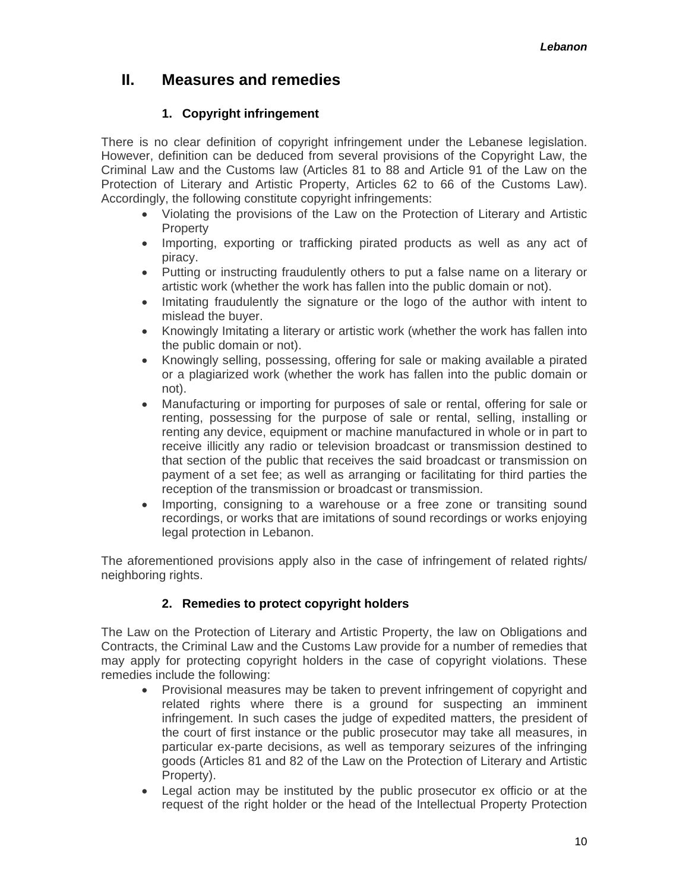## II. Measures and remedies

### 1. Copyright infringement

There is no clear definition of copyright infringement under the Lebanese legislation. However, definition can be deduced from several provisions of the Copyright Law, the Criminal Law and the Customs law (Articles 81 to 88 and Article 91 of the Law on the Protection of Literary and Artistic Property, Articles 62 to 66 of the Customs Law). Accordingly, the following constitute copyright infringements:

- Violating the provisions of the Law on the Protection of Literary and Artistic Property
- Importing, exporting or trafficking pirated products as well as any act of piracy.
- Putting or instructing fraudulently others to put a false name on a literary or artistic work (whether the work has fallen into the public domain or not).
- Imitating fraudulently the signature or the logo of the author with intent to mislead the buyer.
- Knowingly Imitating a literary or artistic work (whether the work has fallen into the public domain or not).
- Knowingly selling, possessing, offering for sale or making available a pirated or a plagiarized work (whether the work has fallen into the public domain or not).
- Manufacturing or importing for purposes of sale or rental, offering for sale or renting, possessing for the purpose of sale or rental, selling, installing or renting any device, equipment or machine manufactured in whole or in part to receive illicitly any radio or television broadcast or transmission destined to that section of the public that receives the said broadcast or transmission on payment of a set fee; as well as arranging or facilitating for third parties the reception of the transmission or broadcast or transmission.
- Importing, consigning to a warehouse or a free zone or transiting sound recordings, or works that are imitations of sound recordings or works enjoying legal protection in Lebanon.

The aforementioned provisions apply also in the case of infringement of related rights/ neighboring rights.

### 2. Remedies to protect copyright holders

The Law on the Protection of Literary and Artistic Property, the law on Obligations and Contracts, the Criminal Law and the Customs Law provide for a number of remedies that may apply for protecting copyright holders in the case of copyright violations. These remedies include the following:

- Provisional measures may be taken to prevent infringement of copyright and related rights where there is a ground for suspecting an imminent infringement. In such cases the judge of expedited matters, the president of the court of first instance or the public prosecutor may take all measures, in particular ex-parte decisions, as well as temporary seizures of the infringing goods (Articles 81 and 82 of the Law on the Protection of Literary and Artistic Property).
- Legal action may be instituted by the public prosecutor ex officio or at the request of the right holder or the head of the Intellectual Property Protection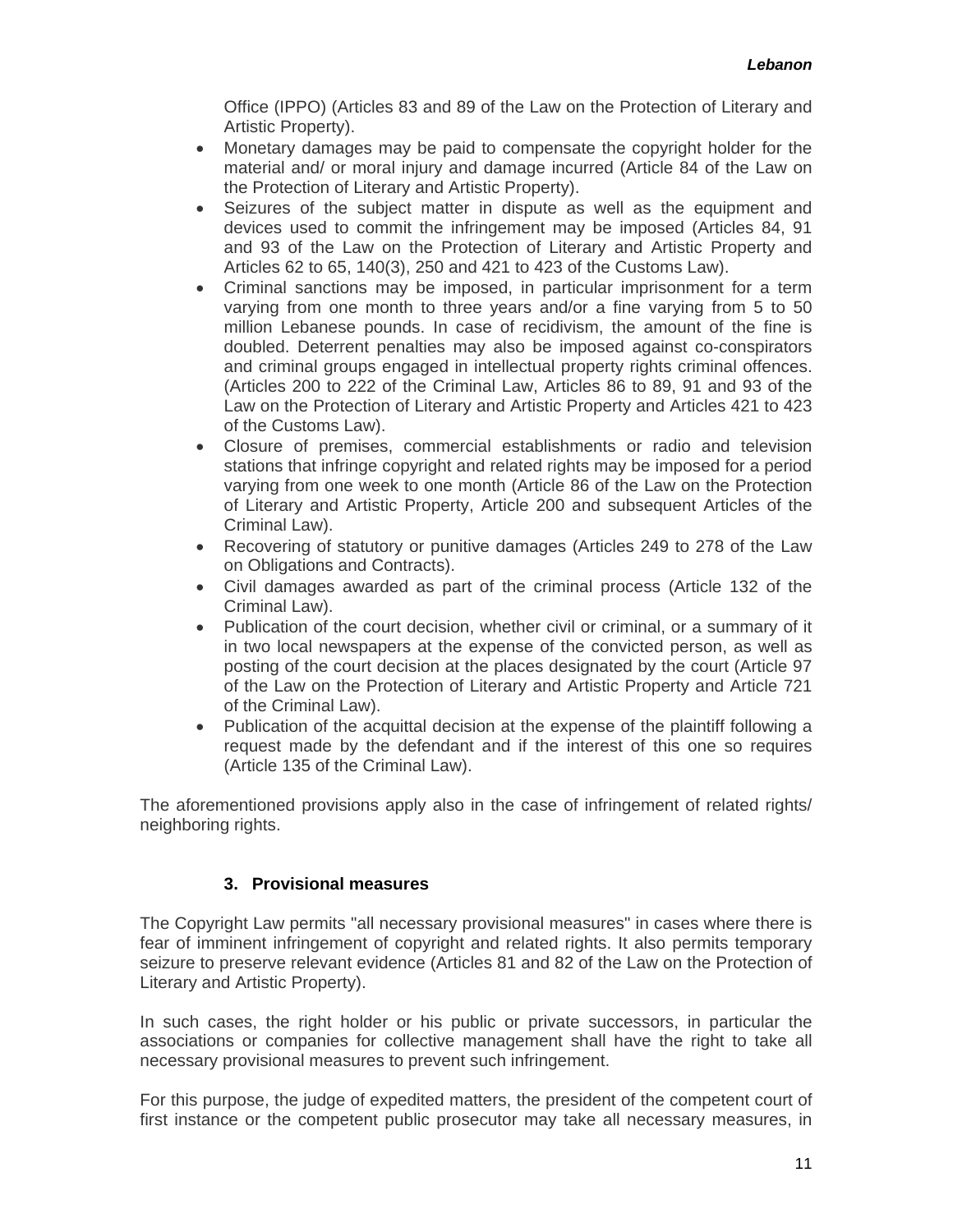Office (IPPO) (Articles 83 and 89 of the Law on the Protection of Literary and Artistic Property).

- Monetary damages may be paid to compensate the copyright holder for the material and/ or moral injury and damage incurred (Article 84 of the Law on the Protection of Literary and Artistic Property).
- Seizures of the subject matter in dispute as well as the equipment and devices used to commit the infringement may be imposed (Articles 84, 91 and 93 of the Law on the Protection of Literary and Artistic Property and Articles 62 to 65, 140(3), 250 and 421 to 423 of the Customs Law).
- Criminal sanctions may be imposed, in particular imprisonment for a term varying from one month to three years and/or a fine varying from 5 to 50 million Lebanese pounds. In case of recidivism, the amount of the fine is doubled. Deterrent penalties may also be imposed against co-conspirators and criminal groups engaged in intellectual property rights criminal offences. (Articles 200 to 222 of the Criminal Law, Articles 86 to 89, 91 and 93 of the Law on the Protection of Literary and Artistic Property and Articles 421 to 423 of the Customs Law).
- Closure of premises, commercial establishments or radio and television stations that infringe copyright and related rights may be imposed for a period varying from one week to one month (Article 86 of the Law on the Protection of Literary and Artistic Property, Article 200 and subsequent Articles of the Criminal Law).
- Recovering of statutory or punitive damages (Articles 249 to 278 of the Law on Obligations and Contracts).
- Civil damages awarded as part of the criminal process (Article 132 of the Criminal Law).
- Publication of the court decision, whether civil or criminal, or a summary of it in two local newspapers at the expense of the convicted person, as well as posting of the court decision at the places designated by the court (Article 97 of the Law on the Protection of Literary and Artistic Property and Article 721 of the Criminal Law).
- Publication of the acquittal decision at the expense of the plaintiff following a request made by the defendant and if the interest of this one so requires (Article 135 of the Criminal Law).

The aforementioned provisions apply also in the case of infringement of related rights/ neighboring rights.

### 3. Provisional measures

The Copyright Law permits "all necessary provisional measures" in cases where there is fear of imminent infringement of copyright and related rights. It also permits temporary seizure to preserve relevant evidence (Articles 81 and 82 of the Law on the Protection of Literary and Artistic Property).

In such cases, the right holder or his public or private successors, in particular the associations or companies for collective management shall have the right to take all necessary provisional measures to prevent such infringement.

For this purpose, the judge of expedited matters, the president of the competent court of first instance or the competent public prosecutor may take all necessary measures, in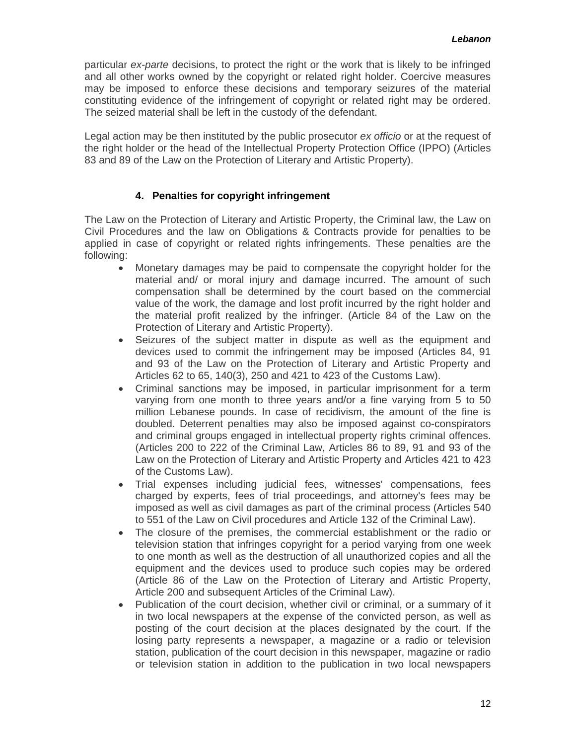particular *ex-parte* decisions, to protect the right or the work that is likely to be infringed and all other works owned by the copyright or related right holder. Coercive measures may be imposed to enforce these decisions and temporary seizures of the material constituting evidence of the infringement of copyright or related right may be ordered. The seized material shall be left in the custody of the defendant.

Legal action may be then instituted by the public prosecutor *ex officio* or at the request of the right holder or the head of the Intellectual Property Protection Office (IPPO) (Articles 83 and 89 of the Law on the Protection of Literary and Artistic Property).

### 4. Penalties for copyright infringement

The Law on the Protection of Literary and Artistic Property, the Criminal law, the Law on Civil Procedures and the law on Obligations & Contracts provide for penalties to be applied in case of copyright or related rights infringements. These penalties are the following:

- Monetary damages may be paid to compensate the copyright holder for the material and/ or moral injury and damage incurred. The amount of such compensation shall be determined by the court based on the commercial value of the work, the damage and lost profit incurred by the right holder and the material profit realized by the infringer. (Article 84 of the Law on the Protection of Literary and Artistic Property).
- Seizures of the subject matter in dispute as well as the equipment and devices used to commit the infringement may be imposed (Articles 84, 91 and 93 of the Law on the Protection of Literary and Artistic Property and Articles 62 to 65, 140(3), 250 and 421 to 423 of the Customs Law).
- Criminal sanctions may be imposed, in particular imprisonment for a term varying from one month to three years and/or a fine varying from 5 to 50 million Lebanese pounds. In case of recidivism, the amount of the fine is doubled. Deterrent penalties may also be imposed against co-conspirators and criminal groups engaged in intellectual property rights criminal offences. (Articles 200 to 222 of the Criminal Law, Articles 86 to 89, 91 and 93 of the Law on the Protection of Literary and Artistic Property and Articles 421 to 423 of the Customs Law).
- Trial expenses including judicial fees, witnesses' compensations, fees charged by experts, fees of trial proceedings, and attorney's fees may be imposed as well as civil damages as part of the criminal process (Articles 540 to 551 of the Law on Civil procedures and Article 132 of the Criminal Law).
- The closure of the premises, the commercial establishment or the radio or television station that infringes copyright for a period varying from one week to one month as well as the destruction of all unauthorized copies and all the equipment and the devices used to produce such copies may be ordered (Article 86 of the Law on the Protection of Literary and Artistic Property, Article 200 and subsequent Articles of the Criminal Law).
- Publication of the court decision, whether civil or criminal, or a summary of it in two local newspapers at the expense of the convicted person, as well as posting of the court decision at the places designated by the court. If the losing party represents a newspaper, a magazine or a radio or television station, publication of the court decision in this newspaper, magazine or radio or television station in addition to the publication in two local newspapers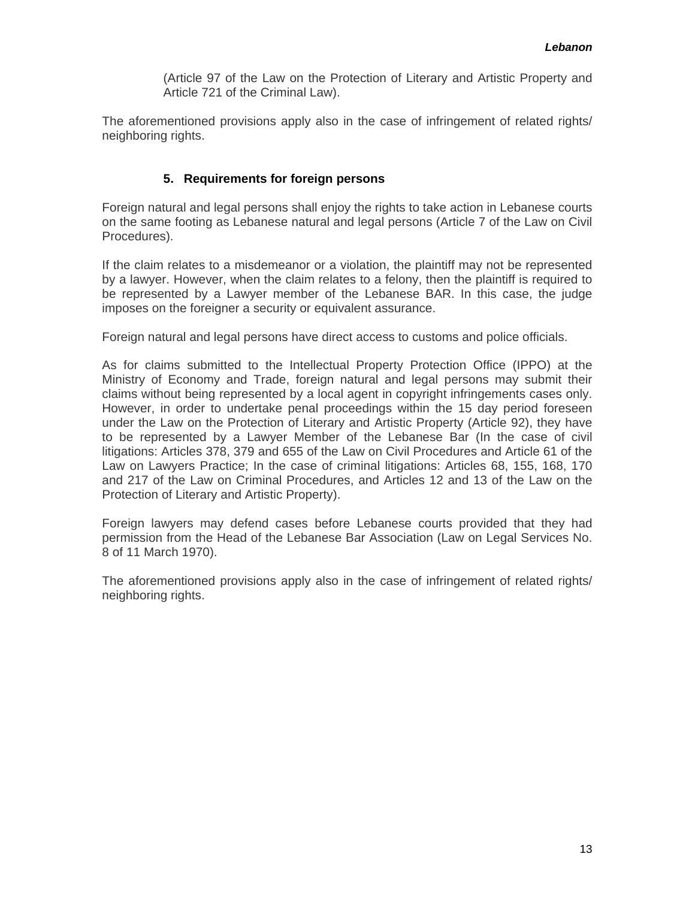(Article 97 of the Law on the Protection of Literary and Artistic Property and Article 721 of the Criminal Law).

The aforementioned provisions apply also in the case of infringement of related rights/ neighboring rights.

## 5. Requirements for foreign persons

Foreign natural and legal persons shall enjoy the rights to take action in Lebanese courts on the same footing as Lebanese natural and legal persons (Article 7 of the Law on Civil Procedures).

If the claim relates to a misdemeanor or a violation, the plaintiff may not be represented by a lawyer. However, when the claim relates to a felony, then the plaintiff is required to be represented by a Lawyer member of the Lebanese BAR. In this case, the judge imposes on the foreigner a security or equivalent assurance.

Foreign natural and legal persons have direct access to customs and police officials.

As for claims submitted to the Intellectual Property Protection Office (IPPO) at the Ministry of Economy and Trade, foreign natural and legal persons may submit their claims without being represented by a local agent in copyright infringements cases only. However, in order to undertake penal proceedings within the 15 day period foreseen under the Law on the Protection of Literary and Artistic Property (Article 92), they have to be represented by a Lawyer Member of the Lebanese Bar (In the case of civil litigations: Articles 378, 379 and 655 of the Law on Civil Procedures and Article 61 of the Law on Lawyers Practice; In the case of criminal litigations: Articles 68, 155, 168, 170 and 217 of the Law on Criminal Procedures, and Articles 12 and 13 of the Law on the Protection of Literary and Artistic Property).

Foreign lawyers may defend cases before Lebanese courts provided that they had permission from the Head of the Lebanese Bar Association (Law on Legal Services No. 8 of 11 March 1970).

The aforementioned provisions apply also in the case of infringement of related rights/ neighboring rights.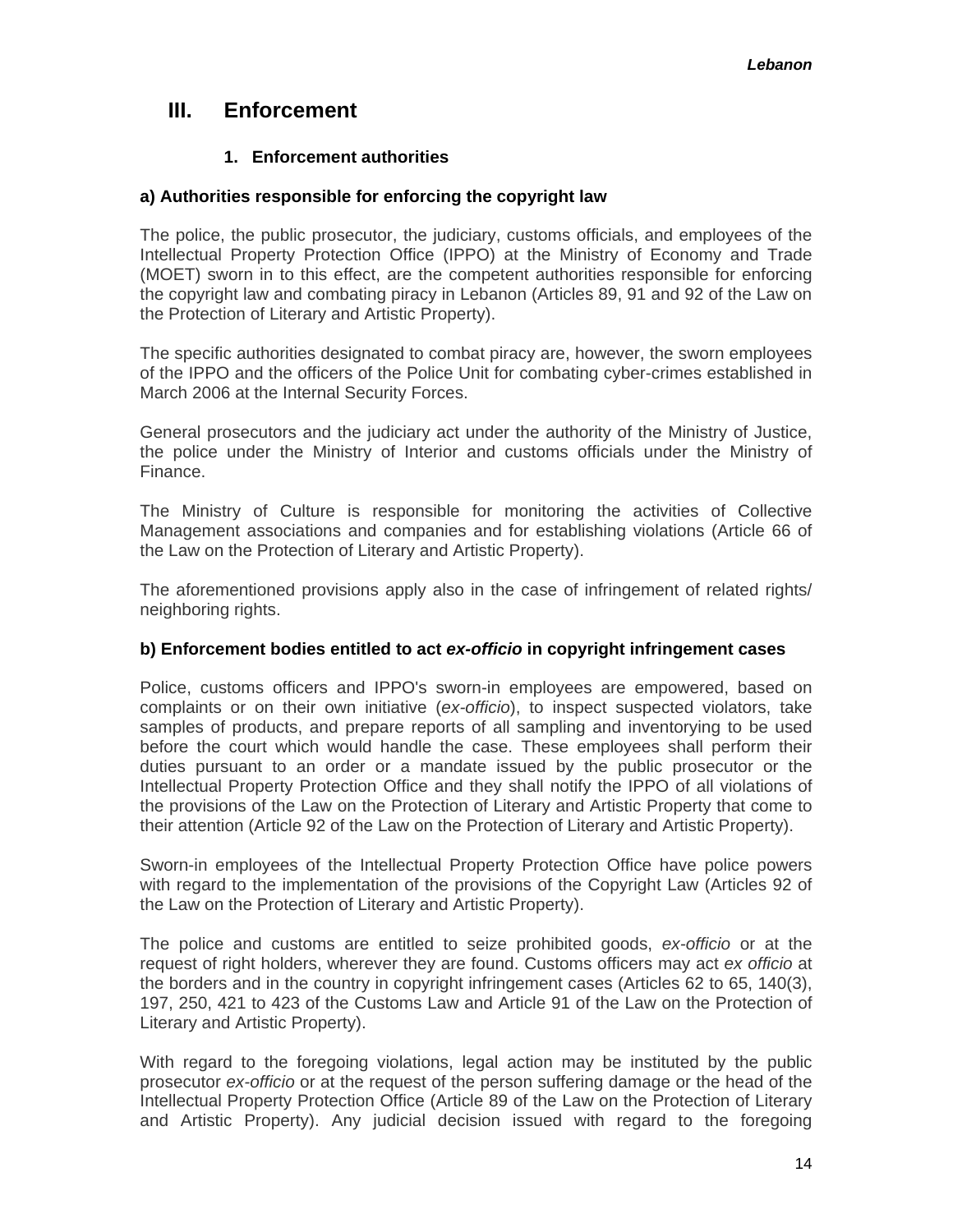# III. Enforcement

## 1. Enforcement authorities

### a) Authorities responsible for enforcing the copyright law

The police, the public prosecutor, the judiciary, customs officials, and employees of the Intellectual Property Protection Office (IPPO) at the Ministry of Economy and Trade (MOET) sworn in to this effect, are the competent authorities responsible for enforcing the copyright law and combating piracy in Lebanon (Articles 89, 91 and 92 of the Law on the Protection of Literary and Artistic Property).

The specific authorities designated to combat piracy are, however, the sworn employees of the IPPO and the officers of the Police Unit for combating cyber-crimes established in March 2006 at the Internal Security Forces.

General prosecutors and the judiciary act under the authority of the Ministry of Justice, the police under the Ministry of Interior and customs officials under the Ministry of Finance.

The Ministry of Culture is responsible for monitoring the activities of Collective Management associations and companies and for establishing violations (Article 66 of the Law on the Protection of Literary and Artistic Property).

The aforementioned provisions apply also in the case of infringement of related rights/ neighboring rights.

### b) Enforcement bodies entitled to act *ex-officio* in copyright infringement cases

Police, customs officers and IPPO's sworn-in employees are empowered, based on complaints or on their own initiative (*ex-officio*), to inspect suspected violators, take samples of products, and prepare reports of all sampling and inventorying to be used before the court which would handle the case. These employees shall perform their duties pursuant to an order or a mandate issued by the public prosecutor or the Intellectual Property Protection Office and they shall notify the IPPO of all violations of the provisions of the Law on the Protection of Literary and Artistic Property that come to their attention (Article 92 of the Law on the Protection of Literary and Artistic Property).

Sworn-in employees of the Intellectual Property Protection Office have police powers with regard to the implementation of the provisions of the Copyright Law (Articles 92 of the Law on the Protection of Literary and Artistic Property).

The police and customs are entitled to seize prohibited goods, *ex-officio* or at the request of right holders, wherever they are found. Customs officers may act *ex officio* at the borders and in the country in copyright infringement cases (Articles 62 to 65, 140(3), 197, 250, 421 to 423 of the Customs Law and Article 91 of the Law on the Protection of Literary and Artistic Property).

With regard to the foregoing violations, legal action may be instituted by the public prosecutor *ex-officio* or at the request of the person suffering damage or the head of the Intellectual Property Protection Office (Article 89 of the Law on the Protection of Literary and Artistic Property). Any judicial decision issued with regard to the foregoing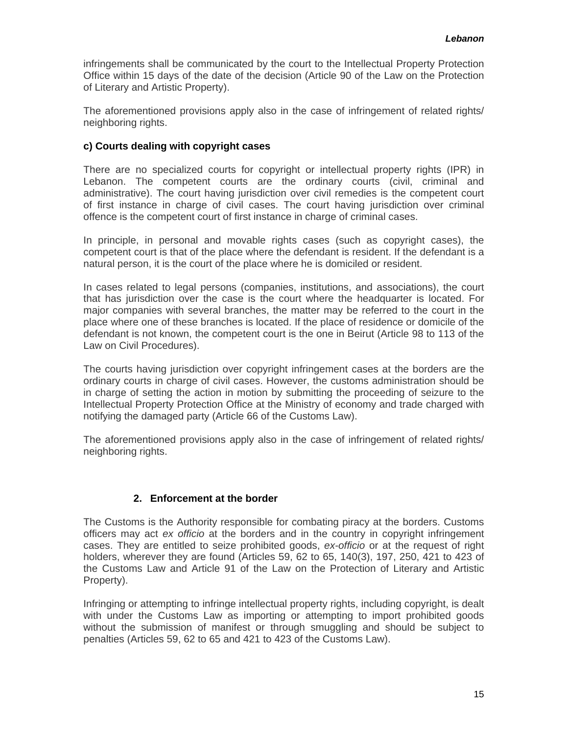infringements shall be communicated by the court to the Intellectual Property Protection Office within 15 days of the date of the decision (Article 90 of the Law on the Protection of Literary and Artistic Property).

The aforementioned provisions apply also in the case of infringement of related rights/ neighboring rights.

**c) Courts dealing with copyright cases**

There are no specialized courts for copyright or intellectual property rights (IPR) in Lebanon. The competent courts are the ordinary courts (civil, criminal and administrative). The court having jurisdiction over civil remedies is the competent court of first instance in charge of civil cases. The court having jurisdiction over criminal offence is the competent court of first instance in charge of criminal cases.

In principle, in personal and movable rights cases (such as copyright cases), the competent court is that of the place where the defendant is resident. If the defendant is a natural person, it is the court of the place where he is domiciled or resident.

In cases related to legal persons (companies, institutions, and associations), the court that has jurisdiction over the case is the court where the headquarter is located. For major companies with several branches, the matter may be referred to the court in the place where one of these branches is located. If the place of residence or domicile of the defendant is not known, the competent court is the one in Beirut (Article 98 to 113 of the Law on Civil Procedures).

The courts having jurisdiction over copyright infringement cases at the borders are the ordinary courts in charge of civil cases. However, the customs administration should be in charge of setting the action in motion by submitting the proceeding of seizure to the Intellectual Property Protection Office at the Ministry of economy and trade charged with notifying the damaged party (Article 66 of the Customs Law).

The aforementioned provisions apply also in the case of infringement of related rights/ neighboring rights.

## 2. Enforcement at the border

The Customs is the Authority responsible for combating piracy at the borders. Customs officers may act *ex officio* at the borders and in the country in copyright infringement cases. They are entitled to seize prohibited goods, *ex-officio* or at the request of right holders, wherever they are found (Articles 59, 62 to 65, 140(3), 197, 250, 421 to 423 of the Customs Law and Article 91 of the Law on the Protection of Literary and Artistic Property).

Infringing or attempting to infringe intellectual property rights, including copyright, is dealt with under the Customs Law as importing or attempting to import prohibited goods without the submission of manifest or through smuggling and should be subject to penalties (Articles 59, 62 to 65 and 421 to 423 of the Customs Law).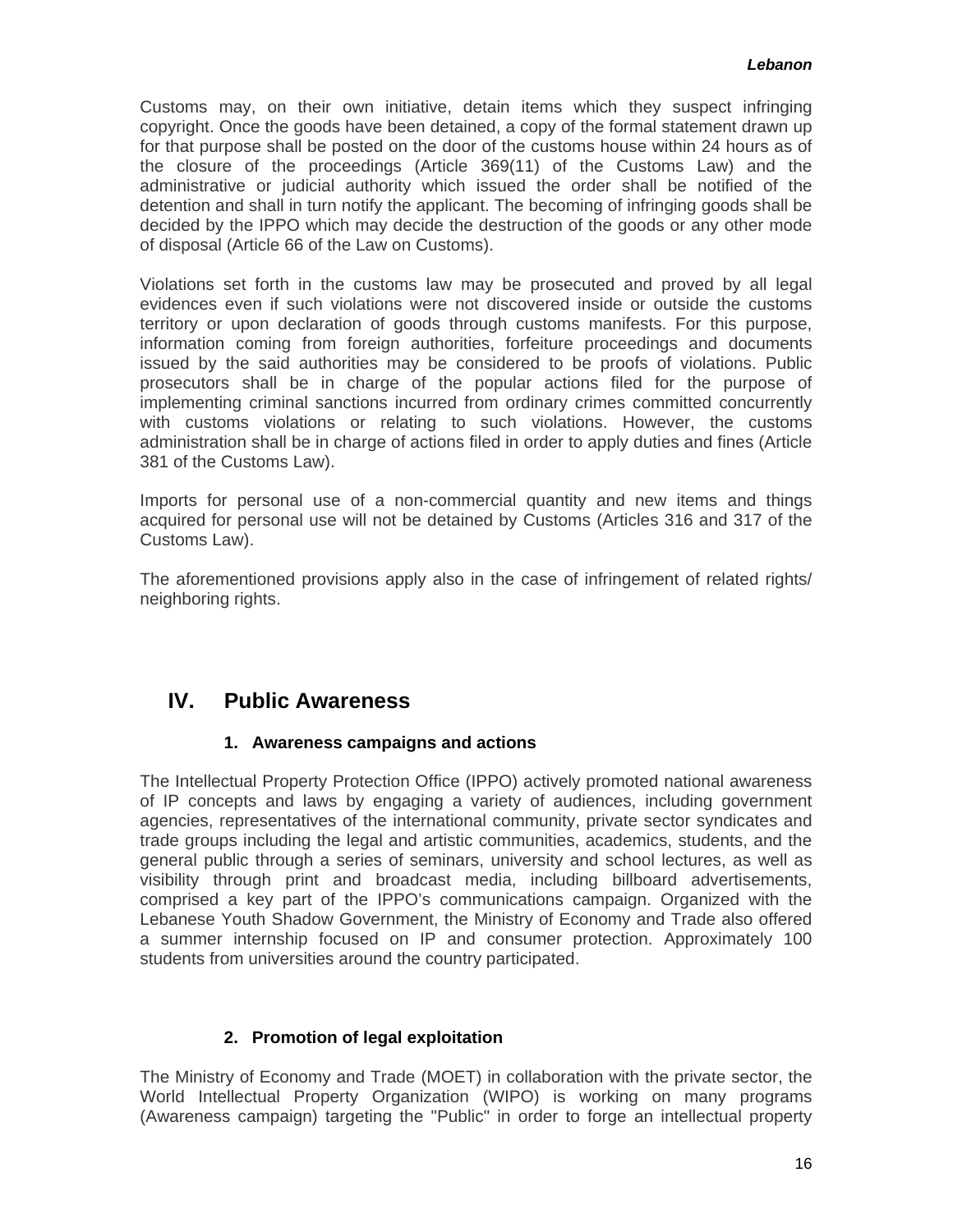Customs may, on their own initiative, detain items which they suspect infringing copyright. Once the goods have been detained, a copy of the formal statement drawn up for that purpose shall be posted on the door of the customs house within 24 hours as of the closure of the proceedings (Article 369(11) of the Customs Law) and the administrative or judicial authority which issued the order shall be notified of the detention and shall in turn notify the applicant. The becoming of infringing goods shall be decided by the IPPO which may decide the destruction of the goods or any other mode of disposal (Article 66 of the Law on Customs).

Violations set forth in the customs law may be prosecuted and proved by all legal evidences even if such violations were not discovered inside or outside the customs territory or upon declaration of goods through customs manifests. For this purpose, information coming from foreign authorities, forfeiture proceedings and documents issued by the said authorities may be considered to be proofs of violations. Public prosecutors shall be in charge of the popular actions filed for the purpose of implementing criminal sanctions incurred from ordinary crimes committed concurrently with customs violations or relating to such violations. However, the customs administration shall be in charge of actions filed in order to apply duties and fines (Article 381 of the Customs Law).

Imports for personal use of a non-commercial quantity and new items and things acquired for personal use will not be detained by Customs (Articles 316 and 317 of the Customs Law).

The aforementioned provisions apply also in the case of infringement of related rights/ neighboring rights.

## IV. Public Awareness

### 1. Awareness campaigns and actions

The Intellectual Property Protection Office (IPPO) actively promoted national awareness of IP concepts and laws by engaging a variety of audiences, including government agencies, representatives of the international community, private sector syndicates and trade groups including the legal and artistic communities, academics, students, and the general public through a series of seminars, university and school lectures, as well as visibility through print and broadcast media, including billboard advertisements, comprised a key part of the IPPO's communications campaign. Organized with the Lebanese Youth Shadow Government, the Ministry of Economy and Trade also offered a summer internship focused on IP and consumer protection. Approximately 100 students from universities around the country participated.

### 2. Promotion of legal exploitation

The Ministry of Economy and Trade (MOET) in collaboration with the private sector, the World Intellectual Property Organization (WIPO) is working on many programs (Awareness campaign) targeting the "Public" in order to forge an intellectual property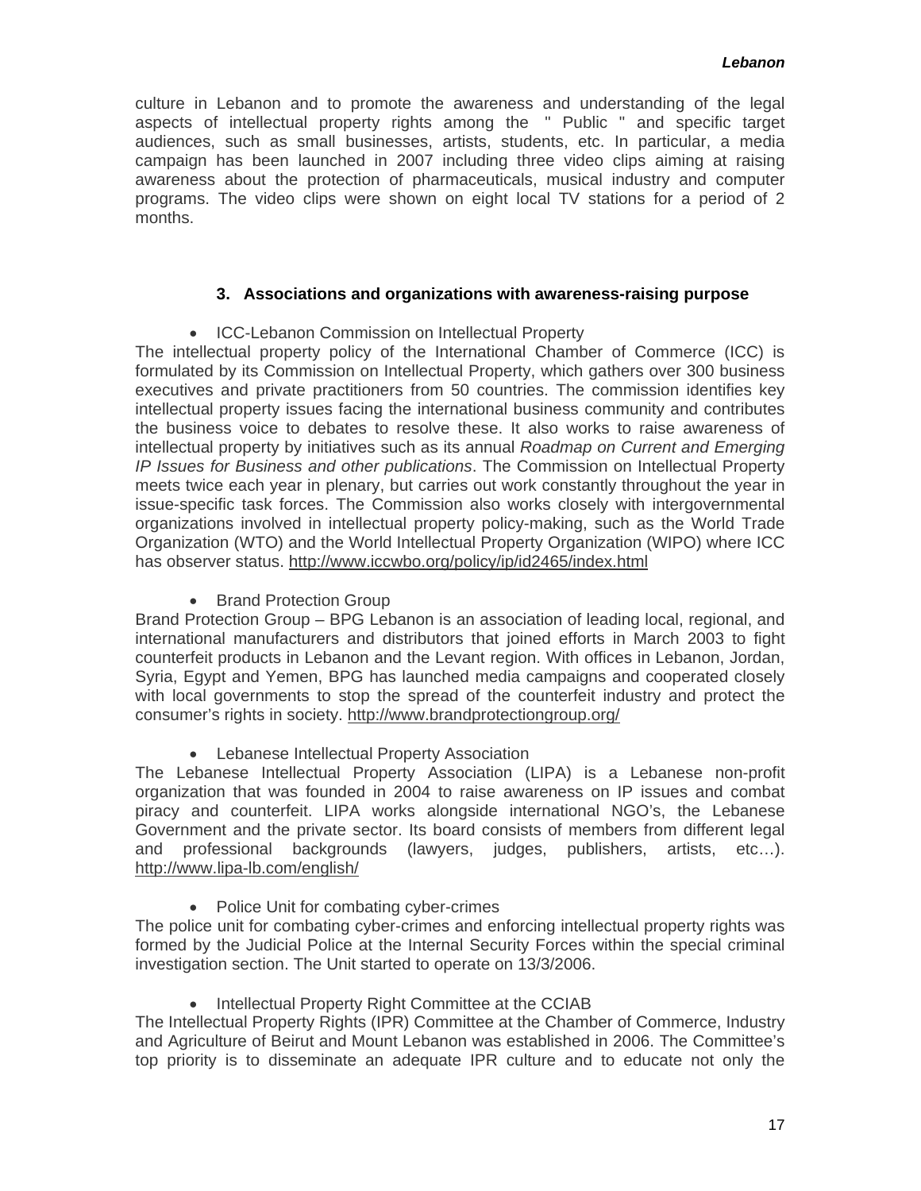culture in Lebanon and to promote the awareness and understanding of the legal aspects of intellectual property rights among the " Public " and specific target audiences, such as small businesses, artists, students, etc. In particular, a media campaign has been launched in 2007 including three video clips aiming at raising awareness about the protection of pharmaceuticals, musical industry and computer programs. The video clips were shown on eight local TV stations for a period of 2 months.

### 3. Associations and organizations with awareness-raising purpose

- ICC-Lebanon Commission on Intellectual Property

The intellectual property policy of the International Chamber of Commerce (ICC) is formulated by its Commission on Intellectual Property, which gathers over 300 business executives and private practitioners from 50 countries. The commission identifies key intellectual property issues facing the international business community and contributes the business voice to debates to resolve these. It also works to raise awareness of intellectual property by initiatives such as its annual *Roadmap on Current and Emerging IP Issues for Business and other publications*. The Commission on Intellectual Property meets twice each year in plenary, but carries out work constantly throughout the year in issue-specific task forces. The Commission also works closely with intergovernmental organizations involved in intellectual property policy-making, such as the World Trade Organization (WTO) and the World Intellectual Property Organization (WIPO) where ICC has observer status. http://www.iccwbo.org/policy/ip/id2465/index.html

- Brand Protection Group

Brand Protection Group – BPG Lebanon is an association of leading local, regional, and international manufacturers and distributors that joined efforts in March 2003 to fight counterfeit products in Lebanon and the Levant region. With offices in Lebanon, Jordan, Syria, Egypt and Yemen, BPG has launched media campaigns and cooperated closely with local governments to stop the spread of the counterfeit industry and protect the consumer's rights in society. http://www.brandprotectiongroup.org/

- Lebanese Intellectual Property Association

The Lebanese Intellectual Property Association (LIPA) is a Lebanese non-profit organization that was founded in 2004 to raise awareness on IP issues and combat piracy and counterfeit. LIPA works alongside international NGO's, the Lebanese Government and the private sector. Its board consists of members from different legal and professional backgrounds (lawyers, judges, publishers, artists, etc…). http://www.lipa-lb.com/english/

- Police Unit for combating cyber-crimes

The police unit for combating cyber-crimes and enforcing intellectual property rights was formed by the Judicial Police at the Internal Security Forces within the special criminal investigation section. The Unit started to operate on 13/3/2006.

- Intellectual Property Right Committee at the CCIAB

The Intellectual Property Rights (IPR) Committee at the Chamber of Commerce, Industry and Agriculture of Beirut and Mount Lebanon was established in 2006. The Committee's top priority is to disseminate an adequate IPR culture and to educate not only the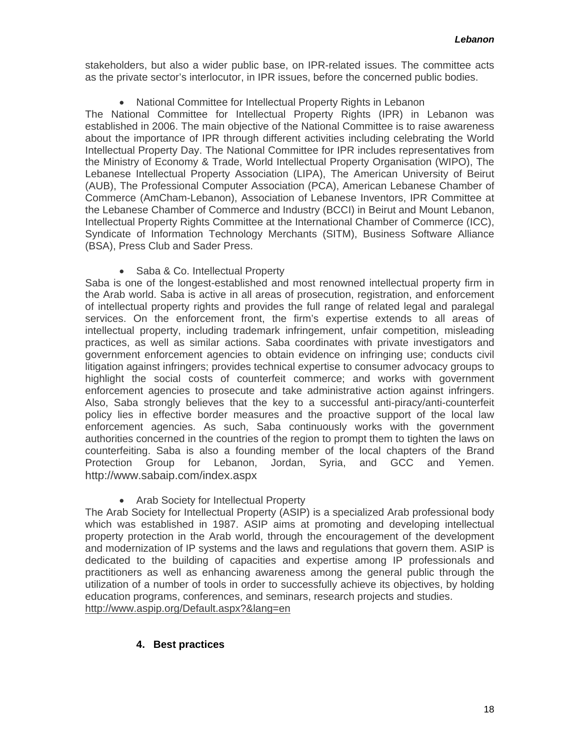stakeholders, but also a wider public base, on IPR-related issues. The committee acts as the private sector's interlocutor, in IPR issues, before the concerned public bodies.

- National Committee for Intellectual Property Rights in Lebanon

The National Committee for Intellectual Property Rights (IPR) in Lebanon was established in 2006. The main objective of the National Committee is to raise awareness about the importance of IPR through different activities including celebrating the World Intellectual Property Day. The National Committee for IPR includes representatives from the Ministry of Economy & Trade, World Intellectual Property Organisation (WIPO), The Lebanese Intellectual Property Association (LIPA), The American University of Beirut (AUB), The Professional Computer Association (PCA), American Lebanese Chamber of Commerce (AmCham-Lebanon), Association of Lebanese Inventors, IPR Committee at the Lebanese Chamber of Commerce and Industry (BCCI) in Beirut and Mount Lebanon, Intellectual Property Rights Committee at the International Chamber of Commerce (ICC), Syndicate of Information Technology Merchants (SITM), Business Software Alliance (BSA), Press Club and Sader Press.

- Saba & Co. Intellectual Property

Saba is one of the longest-established and most renowned intellectual property firm in the Arab world. Saba is active in all areas of prosecution, registration, and enforcement of intellectual property rights and provides the full range of related legal and paralegal services. On the enforcement front, the firm's expertise extends to all areas of intellectual property, including trademark infringement, unfair competition, misleading practices, as well as similar actions. Saba coordinates with private investigators and government enforcement agencies to obtain evidence on infringing use; conducts civil litigation against infringers; provides technical expertise to consumer advocacy groups to highlight the social costs of counterfeit commerce; and works with government enforcement agencies to prosecute and take administrative action against infringers. Also, Saba strongly believes that the key to a successful anti-piracy/anti-counterfeit policy lies in effective border measures and the proactive support of the local law enforcement agencies. As such, Saba continuously works with the government authorities concerned in the countries of the region to prompt them to tighten the laws on counterfeiting. Saba is also a founding member of the local chapters of the Brand Protection Group for Lebanon, Jordan, Syria, and GCC and Yemen. http://www.sabaip.com/index.aspx

- Arab Society for Intellectual Property

The Arab Society for Intellectual Property (ASIP) is a specialized Arab professional body which was established in 1987. ASIP aims at promoting and developing intellectual property protection in the Arab world, through the encouragement of the development and modernization of IP systems and the laws and regulations that govern them. ASIP is dedicated to the building of capacities and expertise among IP professionals and practitioners as well as enhancing awareness among the general public through the utilization of a number of tools in order to successfully achieve its objectives, by holding education programs, conferences, and seminars, research projects and studies.
http://www.aspip.org/Default.aspx?&lang=en

## 4. Best practices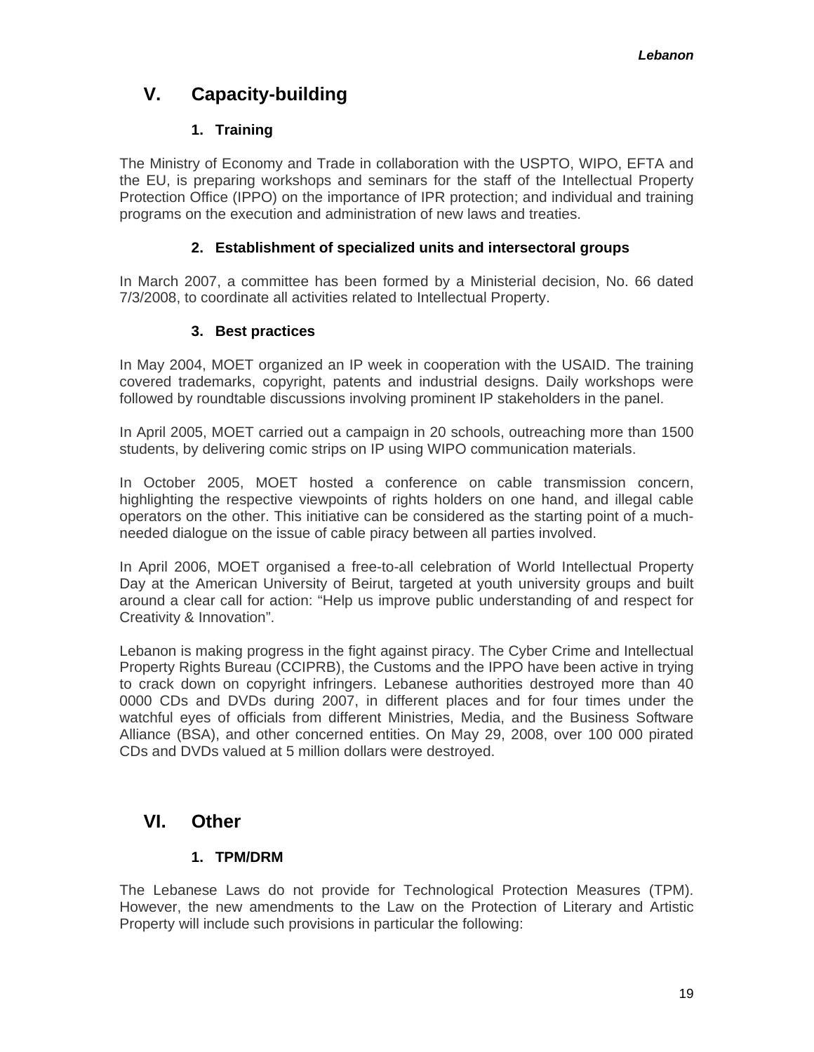## V. Capacity-building

### 1. Training

The Ministry of Economy and Trade in collaboration with the USPTO, WIPO, EFTA and the EU, is preparing workshops and seminars for the staff of the Intellectual Property Protection Office (IPPO) on the importance of IPR protection; and individual and training programs on the execution and administration of new laws and treaties.

### 2. Establishment of specialized units and intersectoral groups

In March 2007, a committee has been formed by a Ministerial decision, No. 66 dated 7/3/2008, to coordinate all activities related to Intellectual Property.

### 3. Best practices

In May 2004, MOET organized an IP week in cooperation with the USAID. The training covered trademarks, copyright, patents and industrial designs. Daily workshops were followed by roundtable discussions involving prominent IP stakeholders in the panel.

In April 2005, MOET carried out a campaign in 20 schools, outreaching more than 1500 students, by delivering comic strips on IP using WIPO communication materials.

In October 2005, MOET hosted a conference on cable transmission concern, highlighting the respective viewpoints of rights holders on one hand, and illegal cable operators on the other. This initiative can be considered as the starting point of a much-needed dialogue on the issue of cable piracy between all parties involved.

In April 2006, MOET organised a free-to-all celebration of World Intellectual Property Day at the American University of Beirut, targeted at youth university groups and built around a clear call for action: “Help us improve public understanding of and respect for Creativity & Innovation”.

Lebanon is making progress in the fight against piracy. The Cyber Crime and Intellectual Property Rights Bureau (CCIPRB), the Customs and the IPPO have been active in trying to crack down on copyright infringers. Lebanese authorities destroyed more than 40 0000 CDs and DVDs during 2007, in different places and for four times under the watchful eyes of officials from different Ministries, Media, and the Business Software Alliance (BSA), and other concerned entities. On May 29, 2008, over 100 000 pirated CDs and DVDs valued at 5 million dollars were destroyed.

## VI. Other

### 1. TPM/DRM

The Lebanese Laws do not provide for Technological Protection Measures (TPM). However, the new amendments to the Law on the Protection of Literary and Artistic Property will include such provisions in particular the following: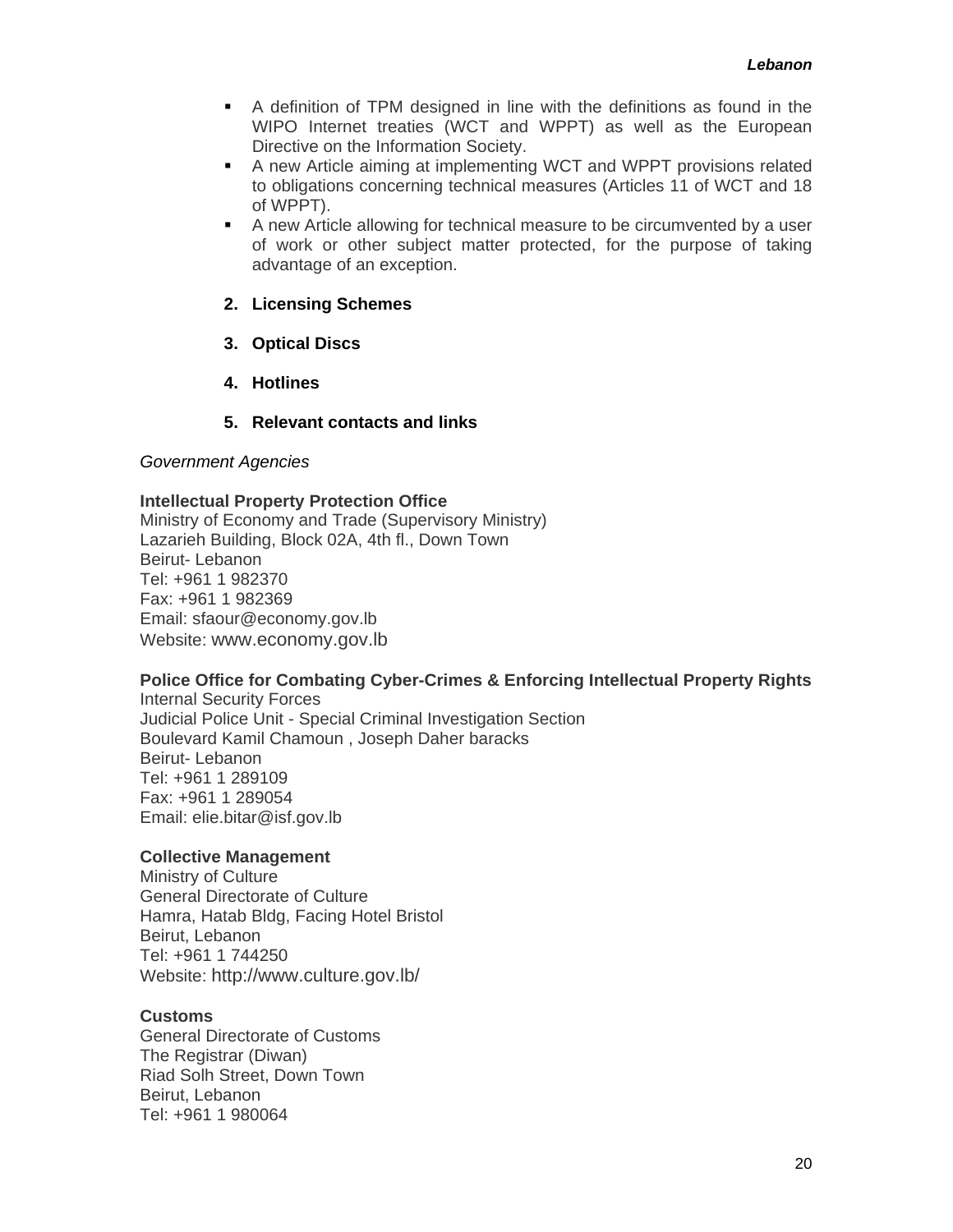- A definition of TPM designed in line with the definitions as found in the WIPO Internet treaties (WCT and WPPT) as well as the European Directive on the Information Society.
- A new Article aiming at implementing WCT and WPPT provisions related to obligations concerning technical measures (Articles 11 of WCT and 18 of WPPT).
- A new Article allowing for technical measure to be circumvented by a user of work or other subject matter protected, for the purpose of taking advantage of an exception.

## 2. Licensing Schemes

## 3. Optical Discs

## 4. Hotlines

## 5. Relevant contacts and links

*Government Agencies*

**Intellectual Property Protection Office**
Ministry of Economy and Trade (Supervisory Ministry)
Lazarieh Building, Block 02A, 4th fl., Down Town
Beirut- Lebanon
Tel: +961 1 982370
Fax: +961 1 982369
Email: sfaour@economy.gov.lb
Website: www.economy.gov.lb

**Police Office for Combating Cyber-Crimes & Enforcing Intellectual Property Rights**
Internal Security Forces
Judicial Police Unit - Special Criminal Investigation Section
Boulevard Kamil Chamoun , Joseph Daher baracks
Beirut- Lebanon
Tel: +961 1 289109
Fax: +961 1 289054
Email: elie.bitar@isf.gov.lb

**Collective Management**
Ministry of Culture
General Directorate of Culture
Hamra, Hatab Bldg, Facing Hotel Bristol
Beirut, Lebanon
Tel: +961 1 744250
Website: http://www.culture.gov.lb/

**Customs**
General Directorate of Customs
The Registrar (Diwan)
Riad Solh Street, Down Town
Beirut, Lebanon
Tel: +961 1 980064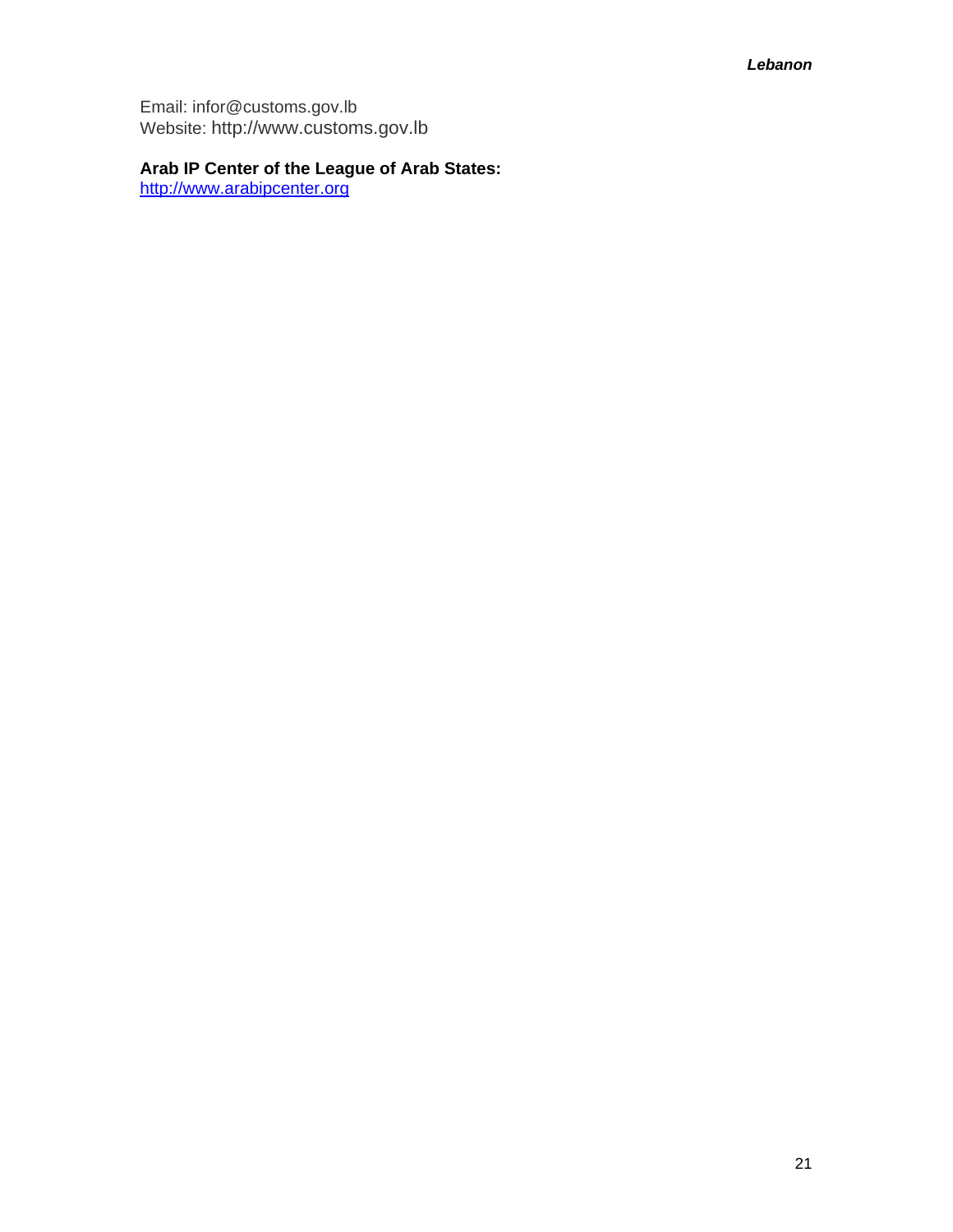Email: infor@customs.gov.lb
Website: http://www.customs.gov.lb

**Arab IP Center of the League of Arab States:**
http://www.arabipcenter.org